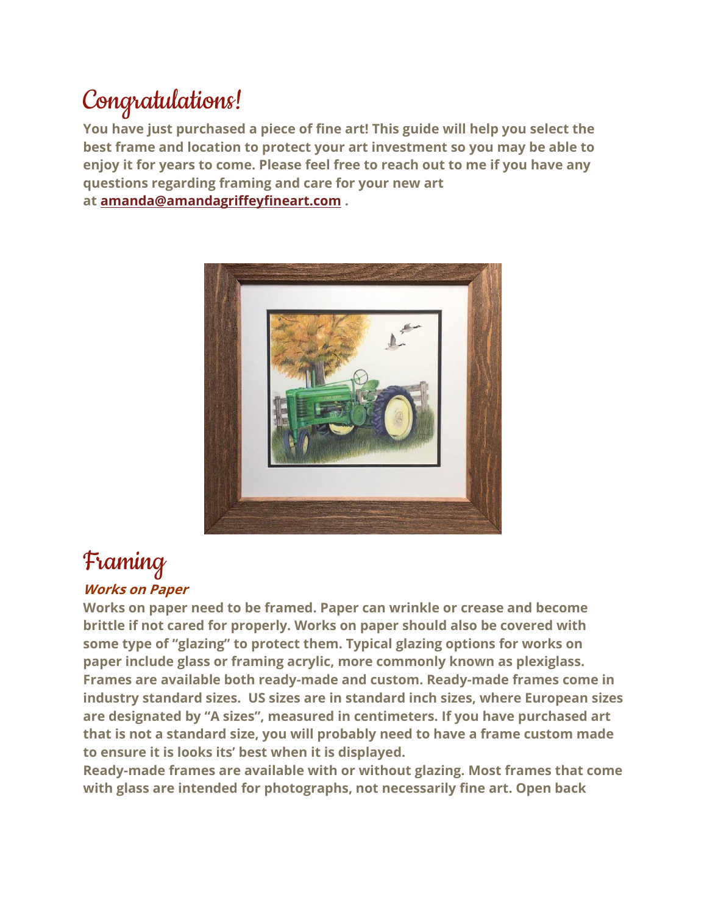# Congratulations!

**You have just purchased a piece of fine art! This guide will help you select the best frame and location to protect your art investment so you may be able to enjoy it for years to come. Please feel free to reach out to me if you have any questions regarding framing and care for your new art at [amanda@amandagriffeyfineart.com](mailto:amanda@amandagriffeyfineart.com) .**

# Framing

### *Works on Paper*

**Works on paper need to be framed. Paper can wrinkle or crease and become brittle if not cared for properly. Works on paper should also be covered with some type of "glazing" to protect them. Typical glazing options for works on paper include glass or framing acrylic, more commonly known as plexiglass. Frames are available both ready-made and custom. Ready-made frames come in industry standard sizes. US sizes are in standard inch sizes, where European sizes are designated by "A sizes", measured in centimeters. If you have purchased art that is not a standard size, you will probably need to have a frame custom made to ensure it is looks its' best when it is displayed.**

**Ready-made frames are available with or without glazing. Most frames that come with glass are intended for photographs, not necessarily fine art. Open back**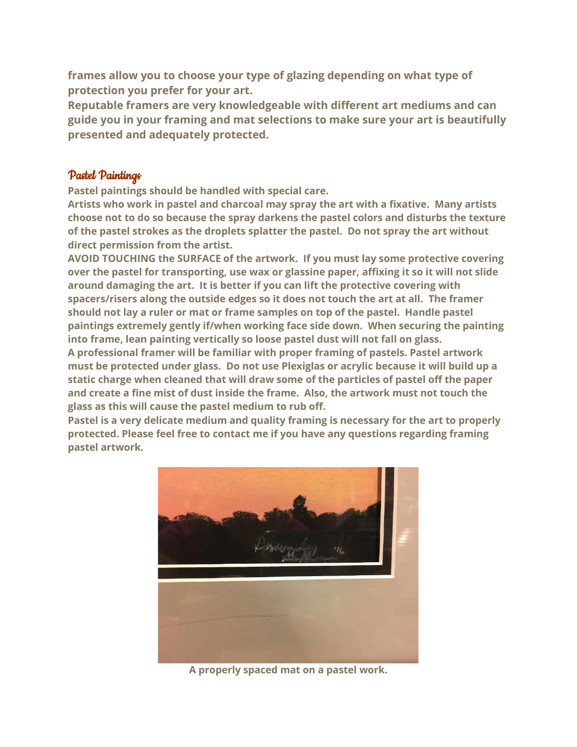**frames allow you to choose your type of glazing depending on what type of protection you prefer for your art.**
**Reputable framers are very knowledgeable with different art mediums and can guide you in your framing and mat selections to make sure your art is beautifully presented and adequately protected.**

## Pastel Paintings

**Pastel paintings should be handled with special care.**
**Artists who work in pastel and charcoal may spray the art with a fixative. Many artists choose not to do so because the spray darkens the pastel colors and disturbs the texture of the pastel strokes as the droplets splatter the pastel. Do not spray the art without direct permission from the artist.**
**AVOID TOUCHING the SURFACE of the artwork. If you must lay some protective covering over the pastel for transporting, use wax or glassine paper, affixing it so it will not slide around damaging the art. It is better if you can lift the protective covering with spacers/risers along the outside edges so it does not touch the art at all. The framer should not lay a ruler or mat or frame samples on top of the pastel. Handle pastel paintings extremely gently if/when working face side down. When securing the painting into frame, lean painting vertically so loose pastel dust will not fall on glass.**
**A professional framer will be familiar with proper framing of pastels. Pastel artwork must be protected under glass. Do not use Plexiglas or acrylic because it will build up a static charge when cleaned that will draw some of the particles of pastel off the paper and create a fine mist of dust inside the frame. Also, the artwork must not touch the glass as this will cause the pastel medium to rub off.**
**Pastel is a very delicate medium and quality framing is necessary for the art to properly protected. Please feel free to contact me if you have any questions regarding framing pastel artwork.**

**A properly spaced mat on a pastel work.**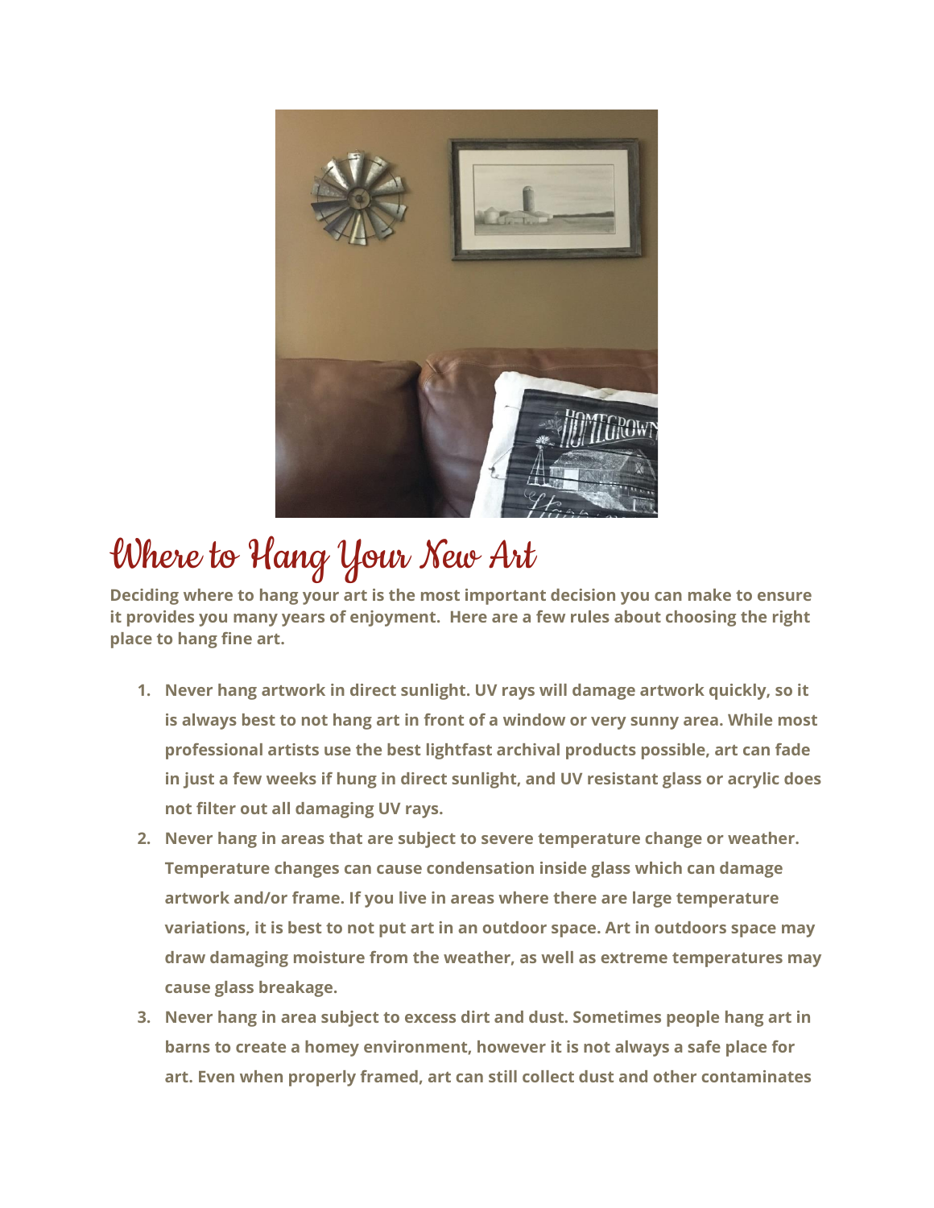# Where to Hang Your New Art

**Deciding where to hang your art is the most important decision you can make to ensure it provides you many years of enjoyment. Here are a few rules about choosing the right place to hang fine art.**

1. **Never hang artwork in direct sunlight. UV rays will damage artwork quickly, so it is always best to not hang art in front of a window or very sunny area. While most professional artists use the best lightfast archival products possible, art can fade in just a few weeks if hung in direct sunlight, and UV resistant glass or acrylic does not filter out all damaging UV rays.**
2. **Never hang in areas that are subject to severe temperature change or weather. Temperature changes can cause condensation inside glass which can damage artwork and/or frame. If you live in areas where there are large temperature variations, it is best to not put art in an outdoor space. Art in outdoors space may draw damaging moisture from the weather, as well as extreme temperatures may cause glass breakage.**
3. **Never hang in area subject to excess dirt and dust. Sometimes people hang art in barns to create a homey environment, however it is not always a safe place for art. Even when properly framed, art can still collect dust and other contaminates**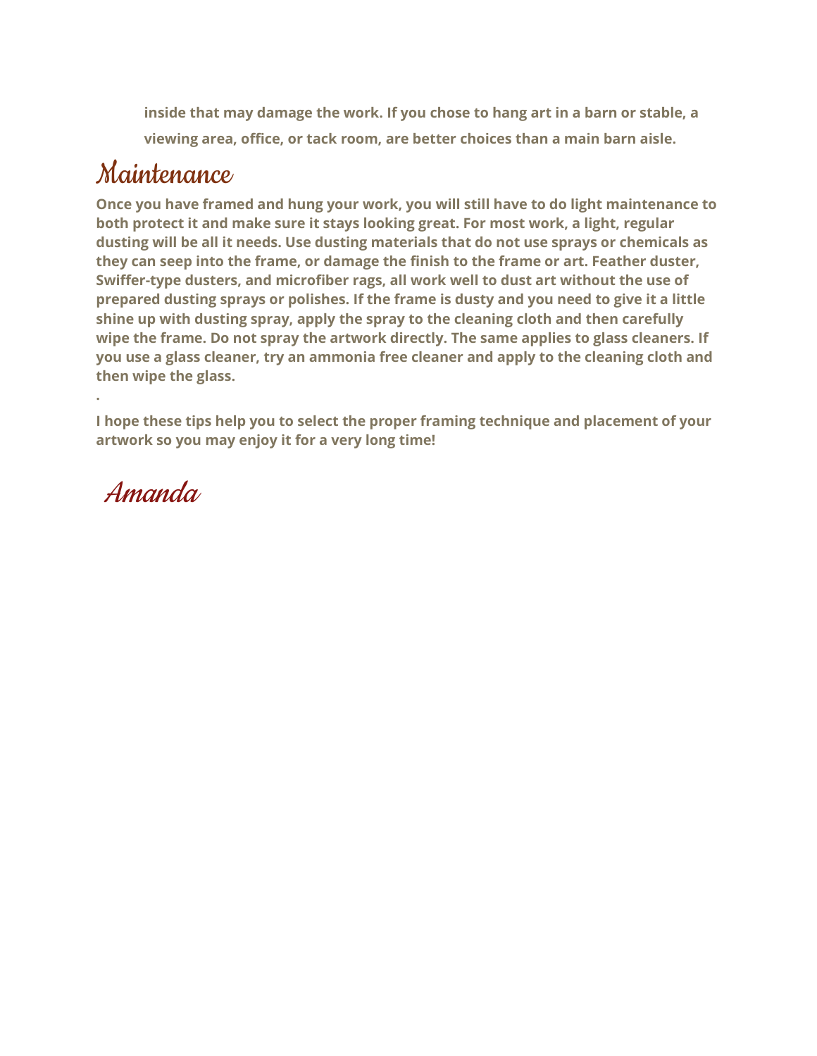**inside that may damage the work. If you chose to hang art in a barn or stable, a viewing area, office, or tack room, are better choices than a main barn aisle.**

## Maintenance

**Once you have framed and hung your work, you will still have to do light maintenance to both protect it and make sure it stays looking great. For most work, a light, regular dusting will be all it needs. Use dusting materials that do not use sprays or chemicals as they can seep into the frame, or damage the finish to the frame or art. Feather duster, Swiffer-type dusters, and microfiber rags, all work well to dust art without the use of prepared dusting sprays or polishes. If the frame is dusty and you need to give it a little shine up with dusting spray, apply the spray to the cleaning cloth and then carefully wipe the frame. Do not spray the artwork directly. The same applies to glass cleaners. If you use a glass cleaner, try an ammonia free cleaner and apply to the cleaning cloth and then wipe the glass.**

**.**

**I hope these tips help you to select the proper framing technique and placement of your artwork so you may enjoy it for a very long time!**

*Amanda*